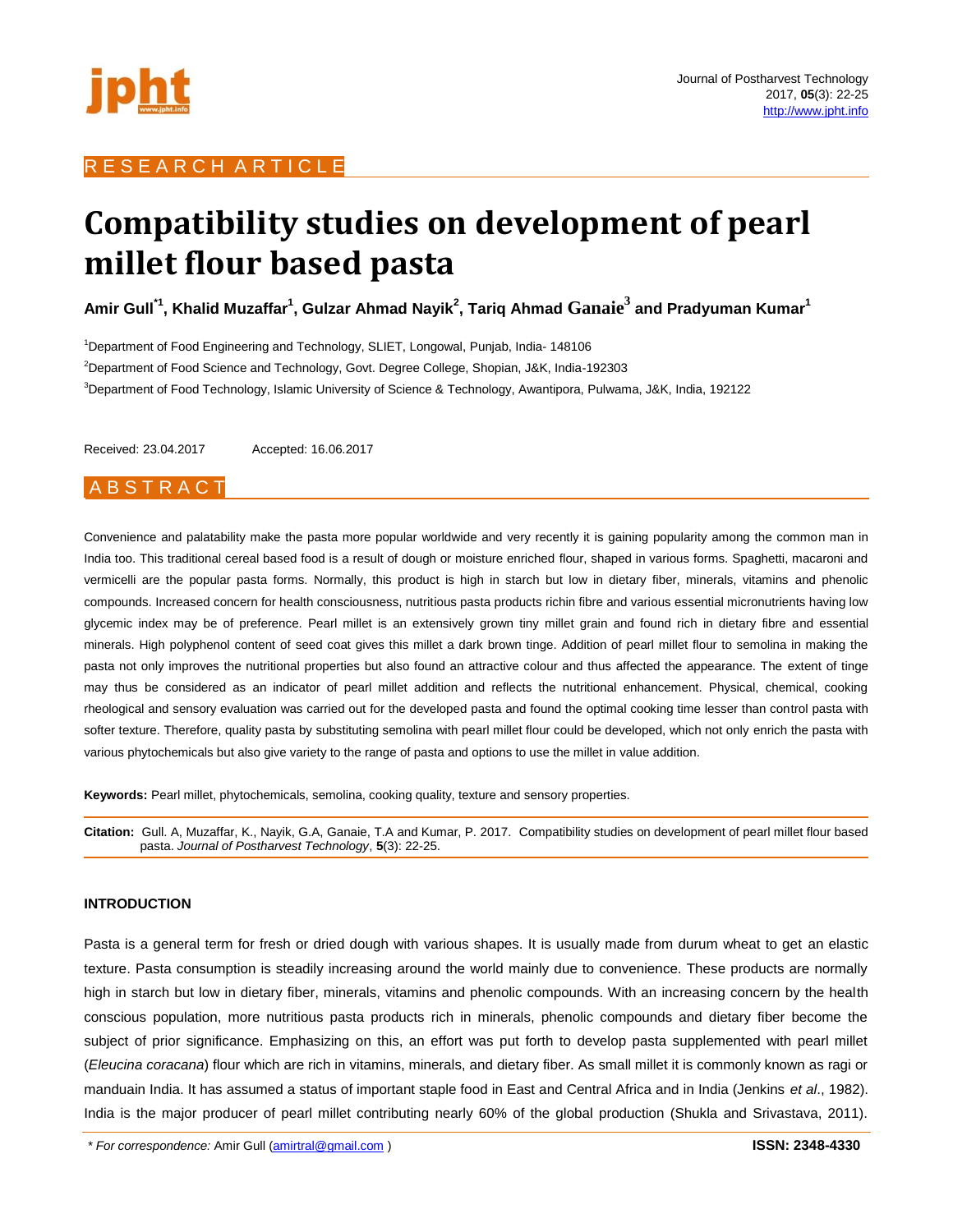RESEARCH ARTICLE

# Compatibility studies on development of pearl millet flour based pasta

**Amir Gull[*1], Khalid Muzaffar[1], Gulzar Ahmad Nayik[2], Tariq Ahmad Ganaie[3] and Pradyuman Kumar[1]**

[1]Department of Food Engineering and Technology, SLIET, Longowal, Punjab, India- 148106

[2]Department of Food Science and Technology, Govt. Degree College, Shopian, J&K, India-192303

[3]Department of Food Technology, Islamic University of Science & Technology, Awantipora, Pulwama, J&K, India, 192122

Received: 23.04.2017 Accepted: 16.06.2017

## ABSTRACT

Convenience and palatability make the pasta more popular worldwide and very recently it is gaining popularity among the common man in India too. This traditional cereal based food is a result of dough or moisture enriched flour, shaped in various forms. Spaghetti, macaroni and vermicelli are the popular pasta forms. Normally, this product is high in starch but low in dietary fiber, minerals, vitamins and phenolic compounds. Increased concern for health consciousness, nutritious pasta products richin fibre and various essential micronutrients having low glycemic index may be of preference. Pearl millet is an extensively grown tiny millet grain and found rich in dietary fibre and essential minerals. High polyphenol content of seed coat gives this millet a dark brown tinge. Addition of pearl millet flour to semolina in making the pasta not only improves the nutritional properties but also found an attractive colour and thus affected the appearance. The extent of tinge may thus be considered as an indicator of pearl millet addition and reflects the nutritional enhancement. Physical, chemical, cooking rheological and sensory evaluation was carried out for the developed pasta and found the optimal cooking time lesser than control pasta with softer texture. Therefore, quality pasta by substituting semolina with pearl millet flour could be developed, which not only enrich the pasta with various phytochemicals but also give variety to the range of pasta and options to use the millet in value addition.

**Keywords:** Pearl millet, phytochemicals, semolina, cooking quality, texture and sensory properties.

**Citation:** Gull. A, Muzaffar, K., Nayik, G.A, Ganaie, T.A and Kumar, P. 2017. Compatibility studies on development of pearl millet flour based pasta. *Journal of Postharvest Technology*, **5**(3): 22-25.

## INTRODUCTION

Pasta is a general term for fresh or dried dough with various shapes. It is usually made from durum wheat to get an elastic texture. Pasta consumption is steadily increasing around the world mainly due to convenience. These products are normally high in starch but low in dietary fiber, minerals, vitamins and phenolic compounds. With an increasing concern by the health conscious population, more nutritious pasta products rich in minerals, phenolic compounds and dietary fiber become the subject of prior significance. Emphasizing on this, an effort was put forth to develop pasta supplemented with pearl millet (*Eleucina coracana*) flour which are rich in vitamins, minerals, and dietary fiber. As small millet it is commonly known as ragi or manduain India. It has assumed a status of important staple food in East and Central Africa and in India (Jenkins *et al*., 1982). India is the major producer of pearl millet contributing nearly 60% of the global production (Shukla and Srivastava, 2011).

* *For correspondence:* Amir Gull (amirtral@gmail.com)

**ISSN: 2348-4330**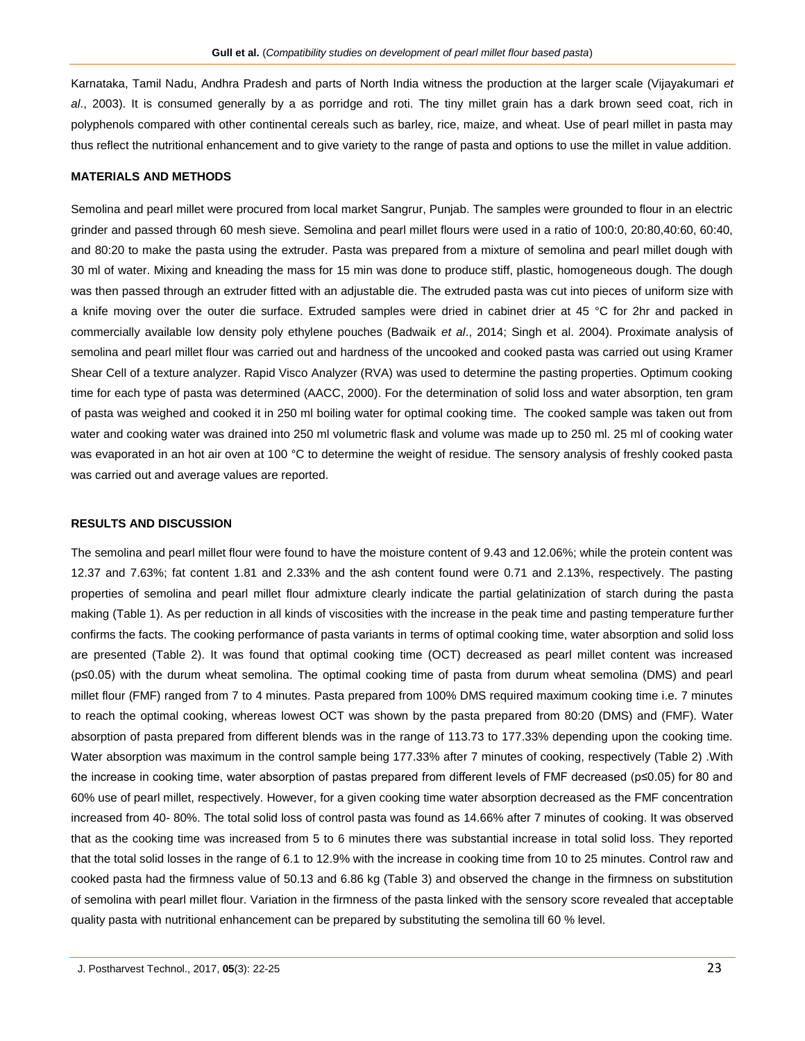Karnataka, Tamil Nadu, Andhra Pradesh and parts of North India witness the production at the larger scale (Vijayakumari *et al*., 2003). It is consumed generally by a as porridge and roti. The tiny millet grain has a dark brown seed coat, rich in polyphenols compared with other continental cereals such as barley, rice, maize, and wheat. Use of pearl millet in pasta may thus reflect the nutritional enhancement and to give variety to the range of pasta and options to use the millet in value addition.

## MATERIALS AND METHODS

Semolina and pearl millet were procured from local market Sangrur, Punjab. The samples were grounded to flour in an electric grinder and passed through 60 mesh sieve. Semolina and pearl millet flours were used in a ratio of 100:0, 20:80,40:60, 60:40, and 80:20 to make the pasta using the extruder. Pasta was prepared from a mixture of semolina and pearl millet dough with 30 ml of water. Mixing and kneading the mass for 15 min was done to produce stiff, plastic, homogeneous dough. The dough was then passed through an extruder fitted with an adjustable die. The extruded pasta was cut into pieces of uniform size with a knife moving over the outer die surface. Extruded samples were dried in cabinet drier at 45 °C for 2hr and packed in commercially available low density poly ethylene pouches (Badwaik *et al*., 2014; Singh et al. 2004). Proximate analysis of semolina and pearl millet flour was carried out and hardness of the uncooked and cooked pasta was carried out using Kramer Shear Cell of a texture analyzer. Rapid Visco Analyzer (RVA) was used to determine the pasting properties. Optimum cooking time for each type of pasta was determined (AACC, 2000). For the determination of solid loss and water absorption, ten gram of pasta was weighed and cooked it in 250 ml boiling water for optimal cooking time. The cooked sample was taken out from water and cooking water was drained into 250 ml volumetric flask and volume was made up to 250 ml. 25 ml of cooking water was evaporated in an hot air oven at 100 °C to determine the weight of residue. The sensory analysis of freshly cooked pasta was carried out and average values are reported.

## RESULTS AND DISCUSSION

The semolina and pearl millet flour were found to have the moisture content of 9.43 and 12.06%; while the protein content was 12.37 and 7.63%; fat content 1.81 and 2.33% and the ash content found were 0.71 and 2.13%, respectively. The pasting properties of semolina and pearl millet flour admixture clearly indicate the partial gelatinization of starch during the pasta making (Table 1). As per reduction in all kinds of viscosities with the increase in the peak time and pasting temperature further confirms the facts. The cooking performance of pasta variants in terms of optimal cooking time, water absorption and solid loss are presented (Table 2). It was found that optimal cooking time (OCT) decreased as pearl millet content was increased ($p \leq 0.05$) with the durum wheat semolina. The optimal cooking time of pasta from durum wheat semolina (DMS) and pearl millet flour (FMF) ranged from 7 to 4 minutes. Pasta prepared from 100% DMS required maximum cooking time i.e. 7 minutes to reach the optimal cooking, whereas lowest OCT was shown by the pasta prepared from 80:20 (DMS) and (FMF). Water absorption of pasta prepared from different blends was in the range of 113.73 to 177.33% depending upon the cooking time. Water absorption was maximum in the control sample being 177.33% after 7 minutes of cooking, respectively (Table 2) .With the increase in cooking time, water absorption of pastas prepared from different levels of FMF decreased ($p \leq 0.05$) for 80 and 60% use of pearl millet, respectively. However, for a given cooking time water absorption decreased as the FMF concentration increased from 40- 80%. The total solid loss of control pasta was found as 14.66% after 7 minutes of cooking. It was observed that as the cooking time was increased from 5 to 6 minutes there was substantial increase in total solid loss. They reported that the total solid losses in the range of 6.1 to 12.9% with the increase in cooking time from 10 to 25 minutes. Control raw and cooked pasta had the firmness value of 50.13 and 6.86 kg (Table 3) and observed the change in the firmness on substitution of semolina with pearl millet flour. Variation in the firmness of the pasta linked with the sensory score revealed that acceptable quality pasta with nutritional enhancement can be prepared by substituting the semolina till 60 % level.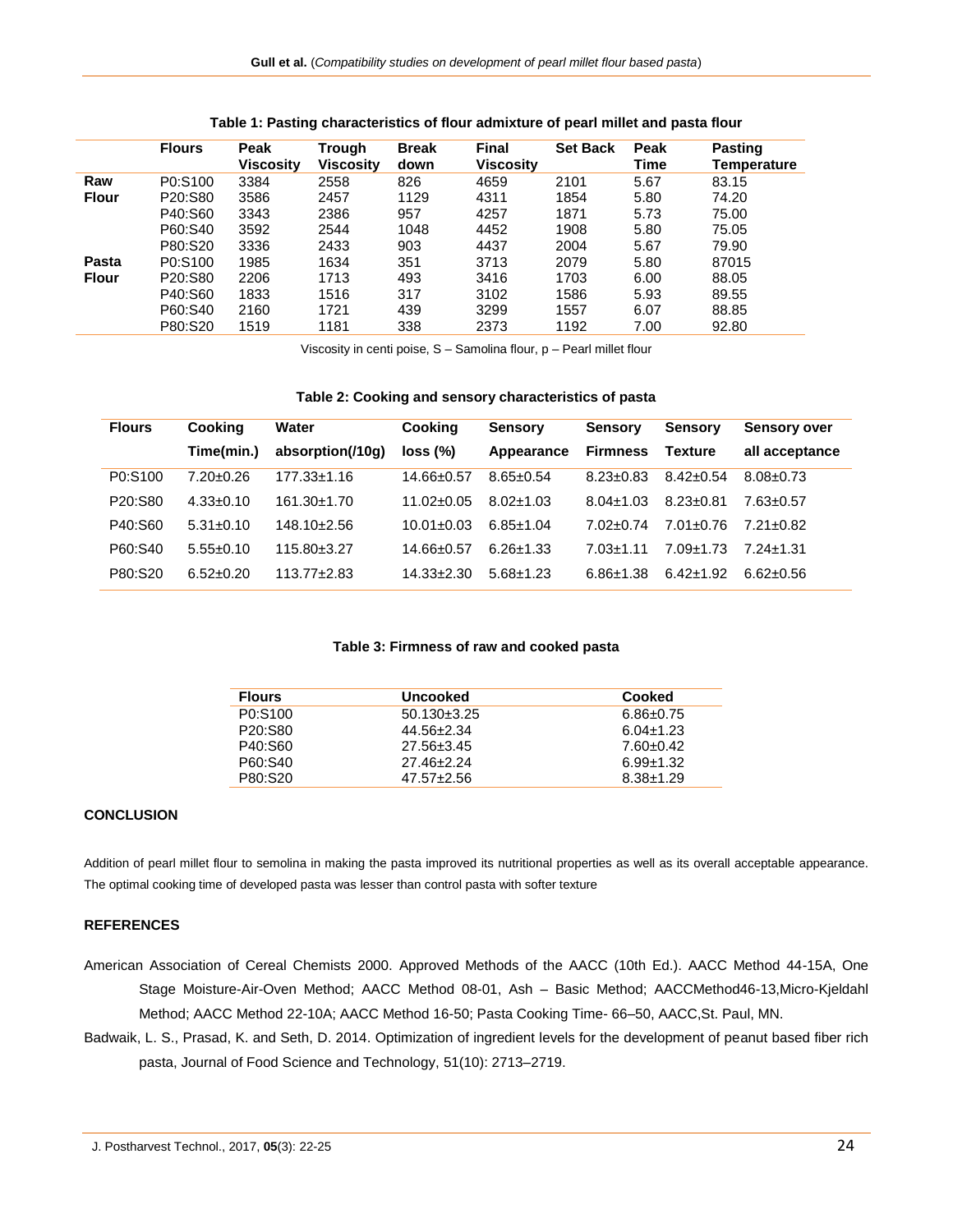**Table 1: Pasting characteristics of flour admixture of pearl millet and pasta flour**

| | Flours | Peak Viscosity | Trough Viscosity | Break down | Final Viscosity | Set Back | Peak Time | Pasting Temperature |
|---|---|---|---|---|---|---|---|---|
| **Raw Flour** | P0:S100 | 3384 | 2558 | 826 | 4659 | 2101 | 5.67 | 83.15 |
| | P20:S80 | 3586 | 2457 | 1129 | 4311 | 1854 | 5.80 | 74.20 |
| | P40:S60 | 3343 | 2386 | 957 | 4257 | 1871 | 5.73 | 75.00 |
| | P60:S40 | 3592 | 2544 | 1048 | 4452 | 1908 | 5.80 | 75.05 |
| | P80:S20 | 3336 | 2433 | 903 | 4437 | 2004 | 5.67 | 79.90 |
| **Pasta Flour** | P0:S100 | 1985 | 1634 | 351 | 3713 | 2079 | 5.80 | 87015 |
| | P20:S80 | 2206 | 1713 | 493 | 3416 | 1703 | 6.00 | 88.05 |
| | P40:S60 | 1833 | 1516 | 317 | 3102 | 1586 | 5.93 | 89.55 |
| | P60:S40 | 2160 | 1721 | 439 | 3299 | 1557 | 6.07 | 88.85 |
| | P80:S20 | 1519 | 1181 | 338 | 2373 | 1192 | 7.00 | 92.80 |

Viscosity in centi poise, S – Samolina flour, p – Pearl millet flour

**Table 2: Cooking and sensory characteristics of pasta**

| Flours | Cooking Time(min.) | Water absorption(/10g) | Cooking loss (%) | Sensory Appearance | Sensory Firmness | Sensory Texture | Sensory over all acceptance |
|---|---|---|---|---|---|---|---|
| P0:S100 | 7.20±0.26 | 177.33±1.16 | 14.66±0.57 | 8.65±0.54 | 8.23±0.83 | 8.42±0.54 | 8.08±0.73 |
| P20:S80 | 4.33±0.10 | 161.30±1.70 | 11.02±0.05 | 8.02±1.03 | 8.04±1.03 | 8.23±0.81 | 7.63±0.57 |
| P40:S60 | 5.31±0.10 | 148.10±2.56 | 10.01±0.03 | 6.85±1.04 | 7.02±0.74 | 7.01±0.76 | 7.21±0.82 |
| P60:S40 | 5.55±0.10 | 115.80±3.27 | 14.66±0.57 | 6.26±1.33 | 7.03±1.11 | 7.09±1.73 | 7.24±1.31 |
| P80:S20 | 6.52±0.20 | 113.77±2.83 | 14.33±2.30 | 5.68±1.23 | 6.86±1.38 | 6.42±1.92 | 6.62±0.56 |

**Table 3: Firmness of raw and cooked pasta**

| Flours | Uncooked | Cooked |
|---|---|---|
| P0:S100 | 50.130±3.25 | 6.86±0.75 |
| P20:S80 | 44.56±2.34 | 6.04±1.23 |
| P40:S60 | 27.56±3.45 | 7.60±0.42 |
| P60:S40 | 27.46±2.24 | 6.99±1.32 |
| P80:S20 | 47.57±2.56 | 8.38±1.29 |

## CONCLUSION

Addition of pearl millet flour to semolina in making the pasta improved its nutritional properties as well as its overall acceptable appearance. The optimal cooking time of developed pasta was lesser than control pasta with softer texture

## REFERENCES

American Association of Cereal Chemists 2000. Approved Methods of the AACC (10th Ed.). AACC Method 44-15A, One Stage Moisture-Air-Oven Method; AACC Method 08-01, Ash – Basic Method; AACCMethod46-13,Micro-Kjeldahl Method; AACC Method 22-10A; AACC Method 16-50; Pasta Cooking Time- 66–50, AACC,St. Paul, MN.

Badwaik, L. S., Prasad, K. and Seth, D. 2014. Optimization of ingredient levels for the development of peanut based fiber rich pasta, Journal of Food Science and Technology, 51(10): 2713–2719.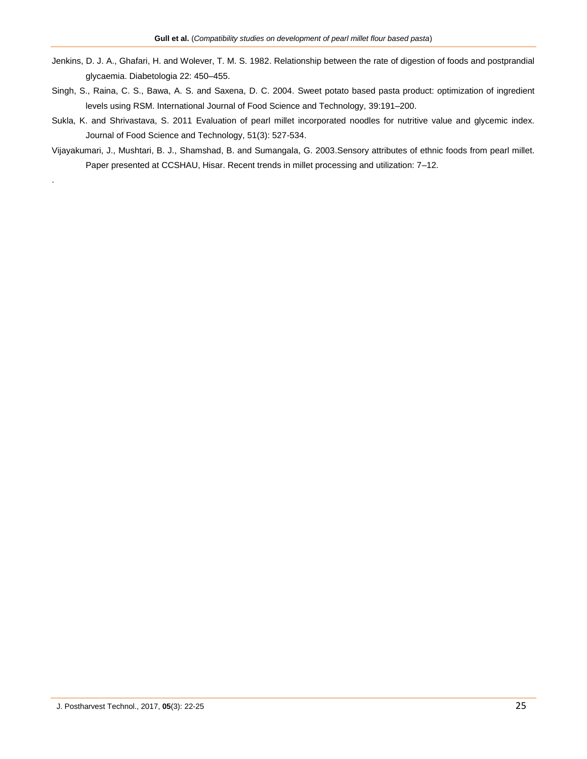Jenkins, D. J. A., Ghafari, H. and Wolever, T. M. S. 1982. Relationship between the rate of digestion of foods and postprandial glycaemia. Diabetologia 22: 450–455.

Singh, S., Raina, C. S., Bawa, A. S. and Saxena, D. C. 2004. Sweet potato based pasta product: optimization of ingredient levels using RSM. International Journal of Food Science and Technology, 39:191–200.

Sukla, K. and Shrivastava, S. 2011 Evaluation of pearl millet incorporated noodles for nutritive value and glycemic index. Journal of Food Science and Technology, 51(3): 527-534.

Vijayakumari, J., Mushtari, B. J., Shamshad, B. and Sumangala, G. 2003.Sensory attributes of ethnic foods from pearl millet. Paper presented at CCSHAU, Hisar. Recent trends in millet processing and utilization: 7–12.

.